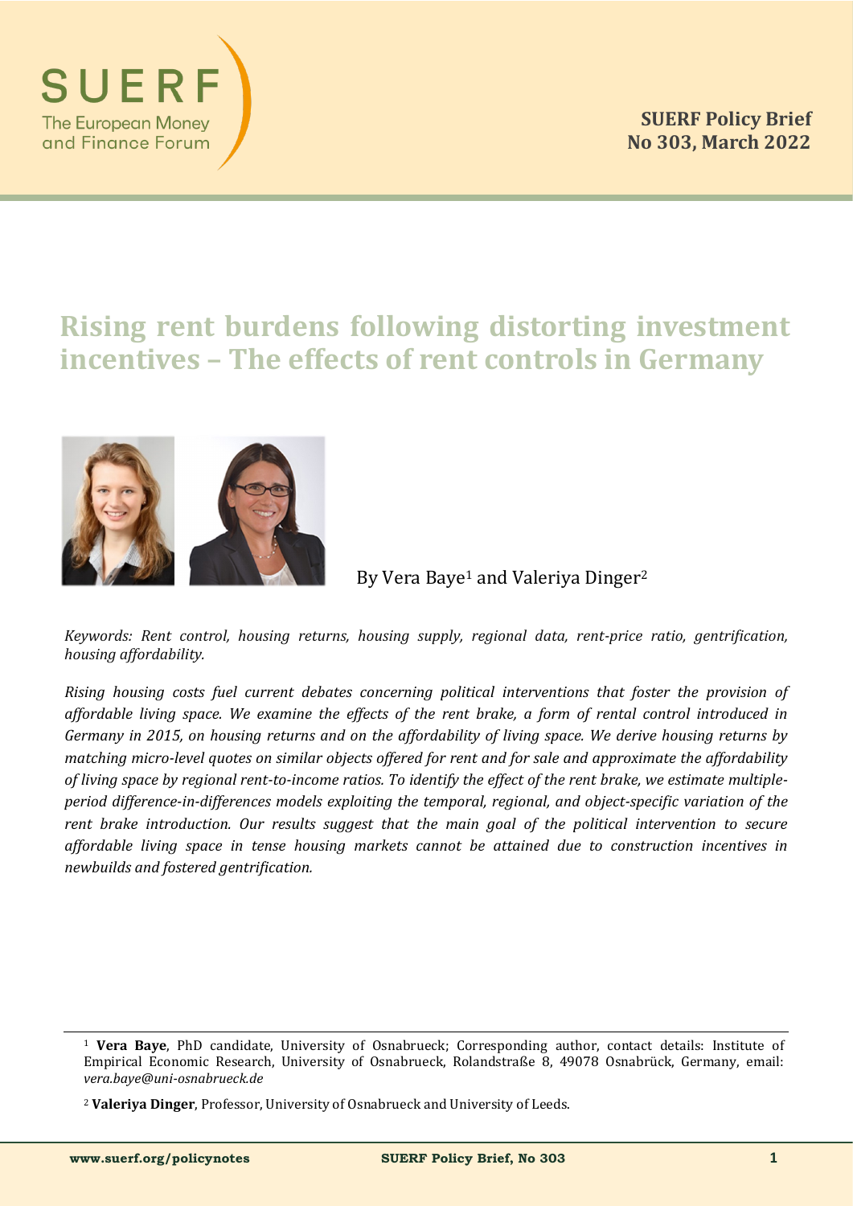SUERF
The European Money and Finance Forum

**SUERF Policy Brief**
**No 303, March 2022**

# Rising rent burdens following distorting investment incentives – The effects of rent controls in Germany

By Vera Baye[1] and Valeriya Dinger[2]

*Keywords: Rent control, housing returns, housing supply, regional data, rent-price ratio, gentrification, housing affordability.*

*Rising housing costs fuel current debates concerning political interventions that foster the provision of affordable living space. We examine the effects of the rent brake, a form of rental control introduced in Germany in 2015, on housing returns and on the affordability of living space. We derive housing returns by matching micro-level quotes on similar objects offered for rent and for sale and approximate the affordability of living space by regional rent-to-income ratios. To identify the effect of the rent brake, we estimate multiple-period difference-in-differences models exploiting the temporal, regional, and object-specific variation of the rent brake introduction. Our results suggest that the main goal of the political intervention to secure affordable living space in tense housing markets cannot be attained due to construction incentives in newbuilds and fostered gentrification.*

---

[1] **Vera Baye**, PhD candidate, University of Osnabrueck; Corresponding author, contact details: Institute of Empirical Economic Research, University of Osnabrueck, Rolandstraße 8, 49078 Osnabrück, Germany, email: *vera.baye@uni-osnabrueck.de*

[2] **Valeriya Dinger**, Professor, University of Osnabrueck and University of Leeds.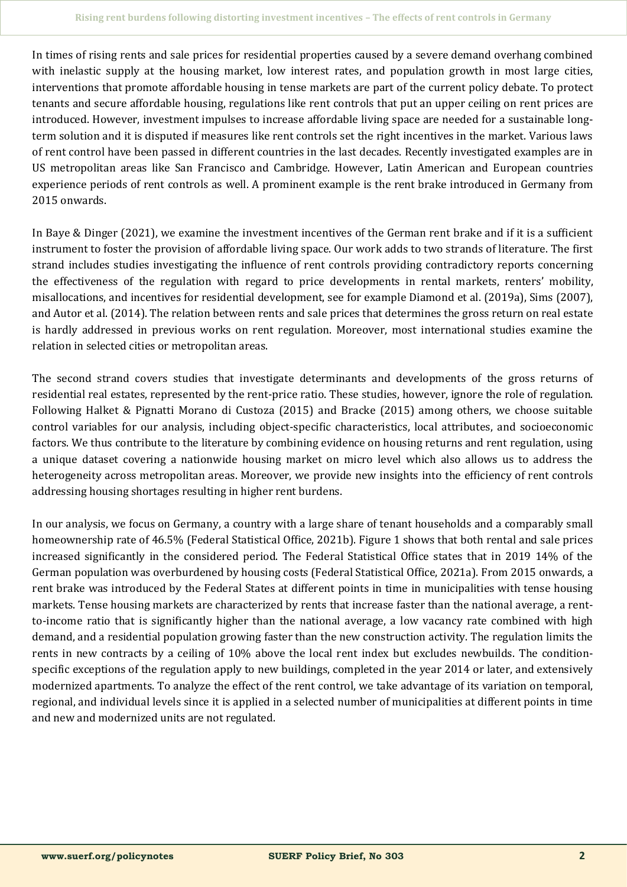In times of rising rents and sale prices for residential properties caused by a severe demand overhang combined with inelastic supply at the housing market, low interest rates, and population growth in most large cities, interventions that promote affordable housing in tense markets are part of the current policy debate. To protect tenants and secure affordable housing, regulations like rent controls that put an upper ceiling on rent prices are introduced. However, investment impulses to increase affordable living space are needed for a sustainable long-term solution and it is disputed if measures like rent controls set the right incentives in the market. Various laws of rent control have been passed in different countries in the last decades. Recently investigated examples are in US metropolitan areas like San Francisco and Cambridge. However, Latin American and European countries experience periods of rent controls as well. A prominent example is the rent brake introduced in Germany from 2015 onwards.

In Baye & Dinger (2021), we examine the investment incentives of the German rent brake and if it is a sufficient instrument to foster the provision of affordable living space. Our work adds to two strands of literature. The first strand includes studies investigating the influence of rent controls providing contradictory reports concerning the effectiveness of the regulation with regard to price developments in rental markets, renters' mobility, misallocations, and incentives for residential development, see for example Diamond et al. (2019a), Sims (2007), and Autor et al. (2014). The relation between rents and sale prices that determines the gross return on real estate is hardly addressed in previous works on rent regulation. Moreover, most international studies examine the relation in selected cities or metropolitan areas.

The second strand covers studies that investigate determinants and developments of the gross returns of residential real estates, represented by the rent-price ratio. These studies, however, ignore the role of regulation. Following Halket & Pignatti Morano di Custoza (2015) and Bracke (2015) among others, we choose suitable control variables for our analysis, including object-specific characteristics, local attributes, and socioeconomic factors. We thus contribute to the literature by combining evidence on housing returns and rent regulation, using a unique dataset covering a nationwide housing market on micro level which also allows us to address the heterogeneity across metropolitan areas. Moreover, we provide new insights into the efficiency of rent controls addressing housing shortages resulting in higher rent burdens.

In our analysis, we focus on Germany, a country with a large share of tenant households and a comparably small homeownership rate of 46.5% (Federal Statistical Office, 2021b). Figure 1 shows that both rental and sale prices increased significantly in the considered period. The Federal Statistical Office states that in 2019 14% of the German population was overburdened by housing costs (Federal Statistical Office, 2021a). From 2015 onwards, a rent brake was introduced by the Federal States at different points in time in municipalities with tense housing markets. Tense housing markets are characterized by rents that increase faster than the national average, a rent-to-income ratio that is significantly higher than the national average, a low vacancy rate combined with high demand, and a residential population growing faster than the new construction activity. The regulation limits the rents in new contracts by a ceiling of 10% above the local rent index but excludes newbuilds. The condition-specific exceptions of the regulation apply to new buildings, completed in the year 2014 or later, and extensively modernized apartments. To analyze the effect of the rent control, we take advantage of its variation on temporal, regional, and individual levels since it is applied in a selected number of municipalities at different points in time and new and modernized units are not regulated.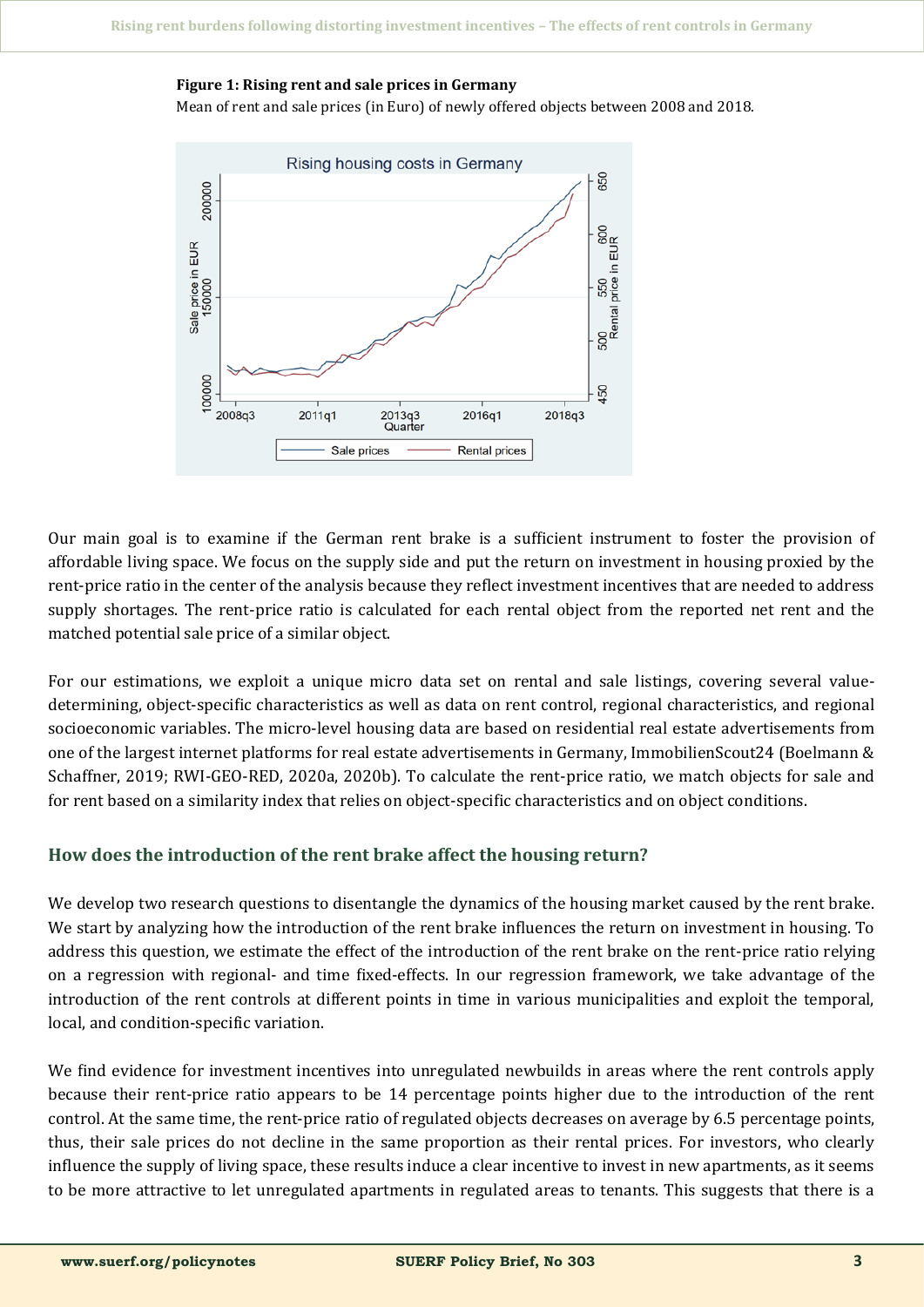**Figure 1: Rising rent and sale prices in Germany**

Mean of rent and sale prices (in Euro) of newly offered objects between 2008 and 2018.

Our main goal is to examine if the German rent brake is a sufficient instrument to foster the provision of affordable living space. We focus on the supply side and put the return on investment in housing proxied by the rent-price ratio in the center of the analysis because they reflect investment incentives that are needed to address supply shortages. The rent-price ratio is calculated for each rental object from the reported net rent and the matched potential sale price of a similar object.

For our estimations, we exploit a unique micro data set on rental and sale listings, covering several value-determining, object-specific characteristics as well as data on rent control, regional characteristics, and regional socioeconomic variables. The micro-level housing data are based on residential real estate advertisements from one of the largest internet platforms for real estate advertisements in Germany, ImmobilienScout24 (Boelmann & Schaffner, 2019; RWI-GEO-RED, 2020a, 2020b). To calculate the rent-price ratio, we match objects for sale and for rent based on a similarity index that relies on object-specific characteristics and on object conditions.

## How does the introduction of the rent brake affect the housing return?

We develop two research questions to disentangle the dynamics of the housing market caused by the rent brake. We start by analyzing how the introduction of the rent brake influences the return on investment in housing. To address this question, we estimate the effect of the introduction of the rent brake on the rent-price ratio relying on a regression with regional- and time fixed-effects. In our regression framework, we take advantage of the introduction of the rent controls at different points in time in various municipalities and exploit the temporal, local, and condition-specific variation.

We find evidence for investment incentives into unregulated newbuilds in areas where the rent controls apply because their rent-price ratio appears to be 14 percentage points higher due to the introduction of the rent control. At the same time, the rent-price ratio of regulated objects decreases on average by 6.5 percentage points, thus, their sale prices do not decline in the same proportion as their rental prices. For investors, who clearly influence the supply of living space, these results induce a clear incentive to invest in new apartments, as it seems to be more attractive to let unregulated apartments in regulated areas to tenants. This suggests that there is a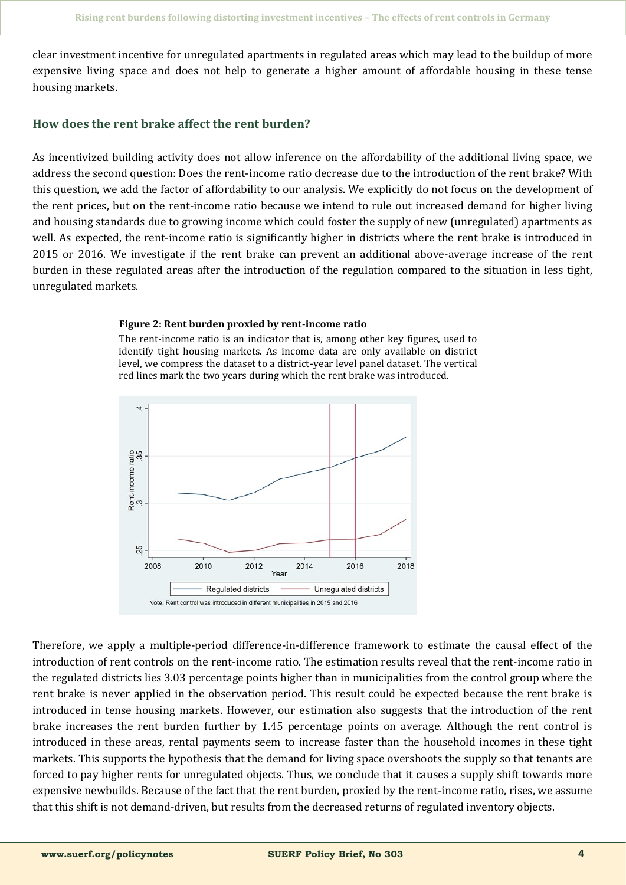clear investment incentive for unregulated apartments in regulated areas which may lead to the buildup of more expensive living space and does not help to generate a higher amount of affordable housing in these tense housing markets.

## How does the rent brake affect the rent burden?

As incentivized building activity does not allow inference on the affordability of the additional living space, we address the second question: Does the rent-income ratio decrease due to the introduction of the rent brake? With this question, we add the factor of affordability to our analysis. We explicitly do not focus on the development of the rent prices, but on the rent-income ratio because we intend to rule out increased demand for higher living and housing standards due to growing income which could foster the supply of new (unregulated) apartments as well. As expected, the rent-income ratio is significantly higher in districts where the rent brake is introduced in 2015 or 2016. We investigate if the rent brake can prevent an additional above-average increase of the rent burden in these regulated areas after the introduction of the regulation compared to the situation in less tight, unregulated markets.

**Figure 2: Rent burden proxied by rent-income ratio**

The rent-income ratio is an indicator that is, among other key figures, used to identify tight housing markets. As income data are only available on district level, we compress the dataset to a district-year level panel dataset. The vertical red lines mark the two years during which the rent brake was introduced.

Note: Rent control was introduced in different municipalities in 2015 and 2016

Therefore, we apply a multiple-period difference-in-difference framework to estimate the causal effect of the introduction of rent controls on the rent-income ratio. The estimation results reveal that the rent-income ratio in the regulated districts lies 3.03 percentage points higher than in municipalities from the control group where the rent brake is never applied in the observation period. This result could be expected because the rent brake is introduced in tense housing markets. However, our estimation also suggests that the introduction of the rent brake increases the rent burden further by 1.45 percentage points on average. Although the rent control is introduced in these areas, rental payments seem to increase faster than the household incomes in these tight markets. This supports the hypothesis that the demand for living space overshoots the supply so that tenants are forced to pay higher rents for unregulated objects. Thus, we conclude that it causes a supply shift towards more expensive newbuilds. Because of the fact that the rent burden, proxied by the rent-income ratio, rises, we assume that this shift is not demand-driven, but results from the decreased returns of regulated inventory objects.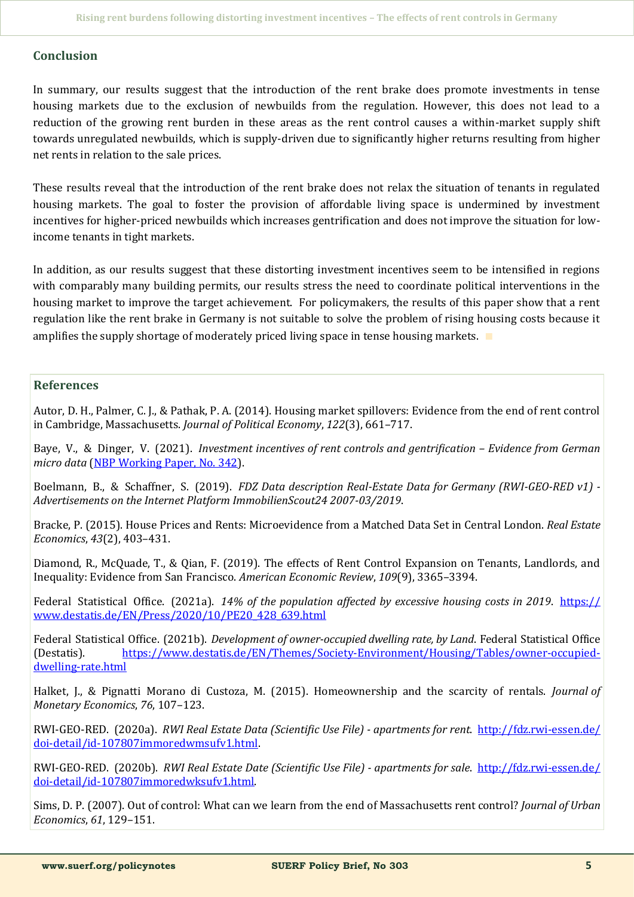## Conclusion

In summary, our results suggest that the introduction of the rent brake does promote investments in tense housing markets due to the exclusion of newbuilds from the regulation. However, this does not lead to a reduction of the growing rent burden in these areas as the rent control causes a within-market supply shift towards unregulated newbuilds, which is supply-driven due to significantly higher returns resulting from higher net rents in relation to the sale prices.

These results reveal that the introduction of the rent brake does not relax the situation of tenants in regulated housing markets. The goal to foster the provision of affordable living space is undermined by investment incentives for higher-priced newbuilds which increases gentrification and does not improve the situation for low-income tenants in tight markets.

In addition, as our results suggest that these distorting investment incentives seem to be intensified in regions with comparably many building permits, our results stress the need to coordinate political interventions in the housing market to improve the target achievement. For policymakers, the results of this paper show that a rent regulation like the rent brake in Germany is not suitable to solve the problem of rising housing costs because it amplifies the supply shortage of moderately priced living space in tense housing markets.

## References

Autor, D. H., Palmer, C. J., & Pathak, P. A. (2014). Housing market spillovers: Evidence from the end of rent control in Cambridge, Massachusetts. *Journal of Political Economy*, *122*(3), 661–717.

Baye, V., & Dinger, V. (2021). *Investment incentives of rent controls and gentrification – Evidence from German micro data* (NBP Working Paper, No. 342).

Boelmann, B., & Schaffner, S. (2019). *FDZ Data description Real-Estate Data for Germany (RWI-GEO-RED v1) - Advertisements on the Internet Platform ImmobilienScout24 2007-03/2019*.

Bracke, P. (2015). House Prices and Rents: Microevidence from a Matched Data Set in Central London. *Real Estate Economics*, *43*(2), 403–431.

Diamond, R., McQuade, T., & Qian, F. (2019). The effects of Rent Control Expansion on Tenants, Landlords, and Inequality: Evidence from San Francisco. *American Economic Review*, *109*(9), 3365–3394.

Federal Statistical Office. (2021a). *14% of the population affected by excessive housing costs in 2019*. https://www.destatis.de/EN/Press/2020/10/PE20_428_639.html

Federal Statistical Office. (2021b). *Development of owner-occupied dwelling rate, by Land*. Federal Statistical Office (Destatis). https://www.destatis.de/EN/Themes/Society-Environment/Housing/Tables/owner-occupied-dwelling-rate.html

Halket, J., & Pignatti Morano di Custoza, M. (2015). Homeownership and the scarcity of rentals. *Journal of Monetary Economics*, *76*, 107–123.

RWI-GEO-RED. (2020a). *RWI Real Estate Data (Scientific Use File) - apartments for rent*. http://fdz.rwi-essen.de/doi-detail/id-107807immoredwmsufv1.html.

RWI-GEO-RED. (2020b). *RWI Real Estate Date (Scientific Use File) - apartments for sale*. http://fdz.rwi-essen.de/doi-detail/id-107807immoredwksufv1.html.

Sims, D. P. (2007). Out of control: What can we learn from the end of Massachusetts rent control? *Journal of Urban Economics*, *61*, 129–151.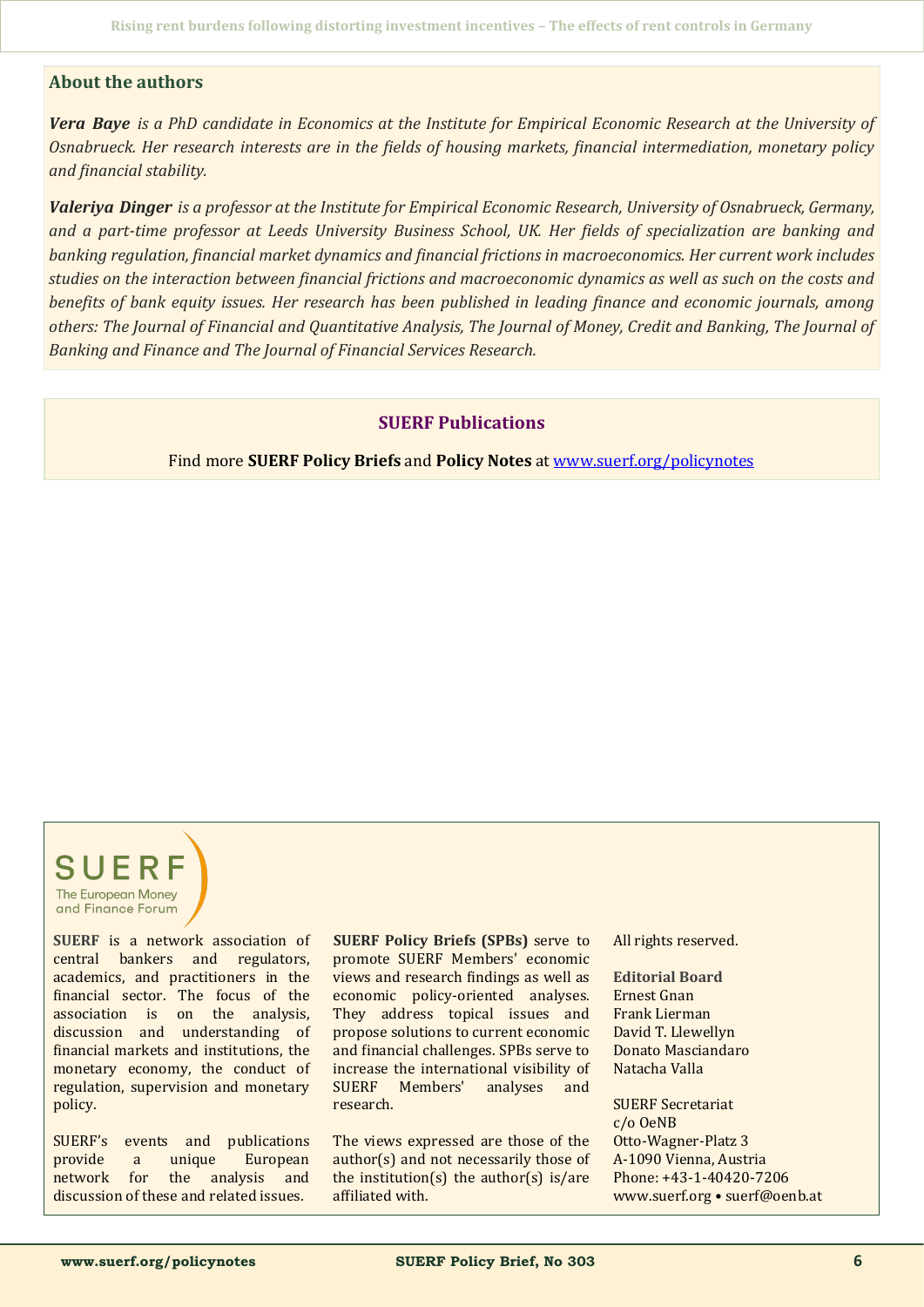## About the authors

***Vera Baye*** *is a PhD candidate in Economics at the Institute for Empirical Economic Research at the University of Osnabrueck. Her research interests are in the fields of housing markets, financial intermediation, monetary policy and financial stability.*

***Valeriya Dinger*** *is a professor at the Institute for Empirical Economic Research, University of Osnabrueck, Germany, and a part-time professor at Leeds University Business School, UK. Her fields of specialization are banking and banking regulation, financial market dynamics and financial frictions in macroeconomics. Her current work includes studies on the interaction between financial frictions and macroeconomic dynamics as well as such on the costs and benefits of bank equity issues. Her research has been published in leading finance and economic journals, among others: The Journal of Financial and Quantitative Analysis, The Journal of Money, Credit and Banking, The Journal of Banking and Finance and The Journal of Financial Services Research.*

### SUERF Publications

Find more **SUERF Policy Briefs** and **Policy Notes** at [www.suerf.org/policynotes](www.suerf.org/policynotes)

SUERF
The European Money and Finance Forum

**SUERF** is a network association of central bankers and regulators, academics, and practitioners in the financial sector. The focus of the association is on the analysis, discussion and understanding of financial markets and institutions, the monetary economy, the conduct of regulation, supervision and monetary policy.

SUERF's events and publications provide a unique European network for the analysis and discussion of these and related issues.

**SUERF Policy Briefs (SPBs)** serve to promote SUERF Members' economic views and research findings as well as economic policy-oriented analyses. They address topical issues and propose solutions to current economic and financial challenges. SPBs serve to increase the international visibility of SUERF Members' analyses and research.

The views expressed are those of the author(s) and not necessarily those of the institution(s) the author(s) is/are affiliated with.

All rights reserved.

**Editorial Board**
Ernest Gnan
Frank Lierman
David T. Llewellyn
Donato Masciandaro
Natacha Valla

SUERF Secretariat
c/o OeNB
Otto-Wagner-Platz 3
A-1090 Vienna, Austria
Phone: +43-1-40420-7206
www.suerf.org • suerf@oenb.at